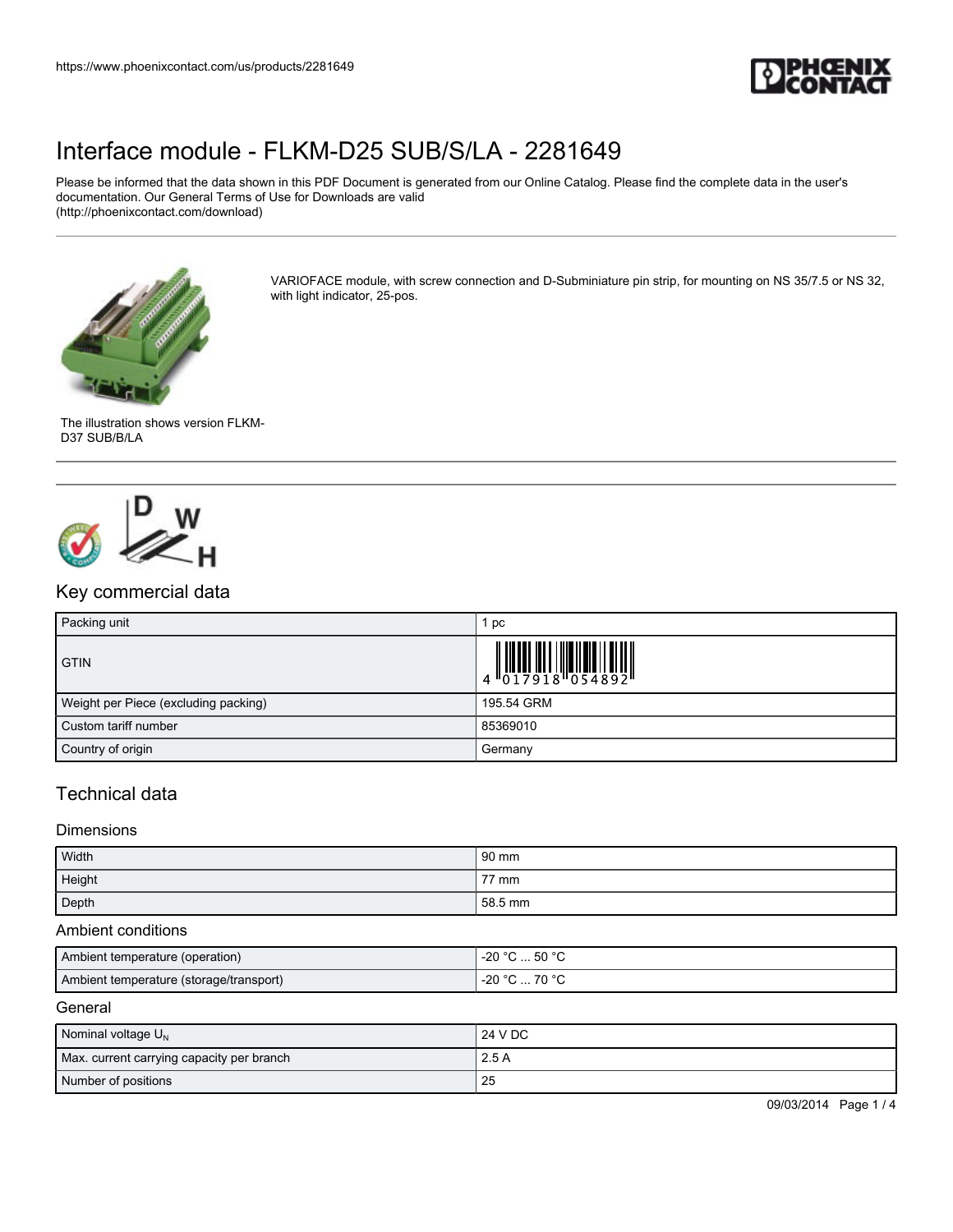# Interface module - FLKM-D25 SUB/S/LA - 2281649

Please be informed that the data shown in this PDF Document is generated from our Online Catalog. Please find the complete data in the user's documentation. Our General Terms of Use for Downloads are valid (http://phoenixcontact.com/download)

VARIOFACE module, with screw connection and D-Subminiature pin strip, for mounting on NS 35/7.5 or NS 32, with light indicator, 25-pos.

The illustration shows version FLKM-D37 SUB/B/LA

## Key commercial data

| Packing unit | 1 pc |
|---|---|
| GTIN | 4 017918 054892 |
| Weight per Piece (excluding packing) | 195.54 GRM |
| Custom tariff number | 85369010 |
| Country of origin | Germany |

## Technical data

### Dimensions

| Width | 90 mm |
|---|---|
| Height | 77 mm |
| Depth | 58.5 mm |

### Ambient conditions

| Ambient temperature (operation) | -20 °C ... 50 °C |
|---|---|
| Ambient temperature (storage/transport) | -20 °C ... 70 °C |

### General

| Nominal voltage $U_N$ | 24 V DC |
|---|---|
| Max. current carrying capacity per branch | 2.5 A |
| Number of positions | 25 |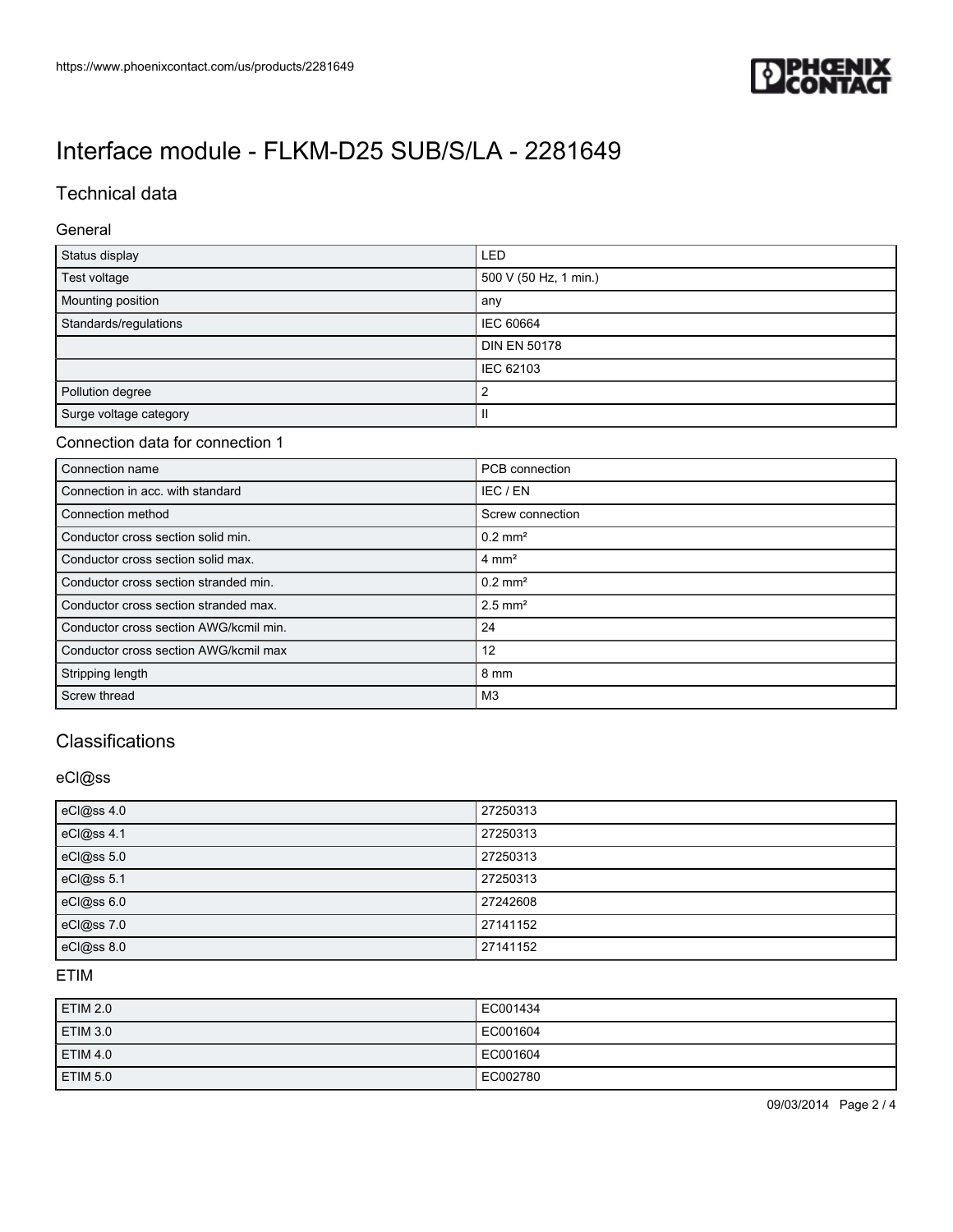# Interface module - FLKM-D25 SUB/S/LA - 2281649

## Technical data

### General

| | |
|---|---|
| Status display | LED |
| Test voltage | 500 V (50 Hz, 1 min.) |
| Mounting position | any |
| Standards/regulations | IEC 60664 |
| | DIN EN 50178 |
| | IEC 62103 |
| Pollution degree | 2 |
| Surge voltage category | II |

### Connection data for connection 1

| | |
|---|---|
| Connection name | PCB connection |
| Connection in acc. with standard | IEC / EN |
| Connection method | Screw connection |
| Conductor cross section solid min. | 0.2 mm² |
| Conductor cross section solid max. | 4 mm² |
| Conductor cross section stranded min. | 0.2 mm² |
| Conductor cross section stranded max. | 2.5 mm² |
| Conductor cross section AWG/kcmil min. | 24 |
| Conductor cross section AWG/kcmil max | 12 |
| Stripping length | 8 mm |
| Screw thread | M3 |

## Classifications

### eCl@ss

| | |
|---|---|
| eCl@ss 4.0 | 27250313 |
| eCl@ss 4.1 | 27250313 |
| eCl@ss 5.0 | 27250313 |
| eCl@ss 5.1 | 27250313 |
| eCl@ss 6.0 | 27242608 |
| eCl@ss 7.0 | 27141152 |
| eCl@ss 8.0 | 27141152 |

### ETIM

| | |
|---|---|
| ETIM 2.0 | EC001434 |
| ETIM 3.0 | EC001604 |
| ETIM 4.0 | EC001604 |
| ETIM 5.0 | EC002780 |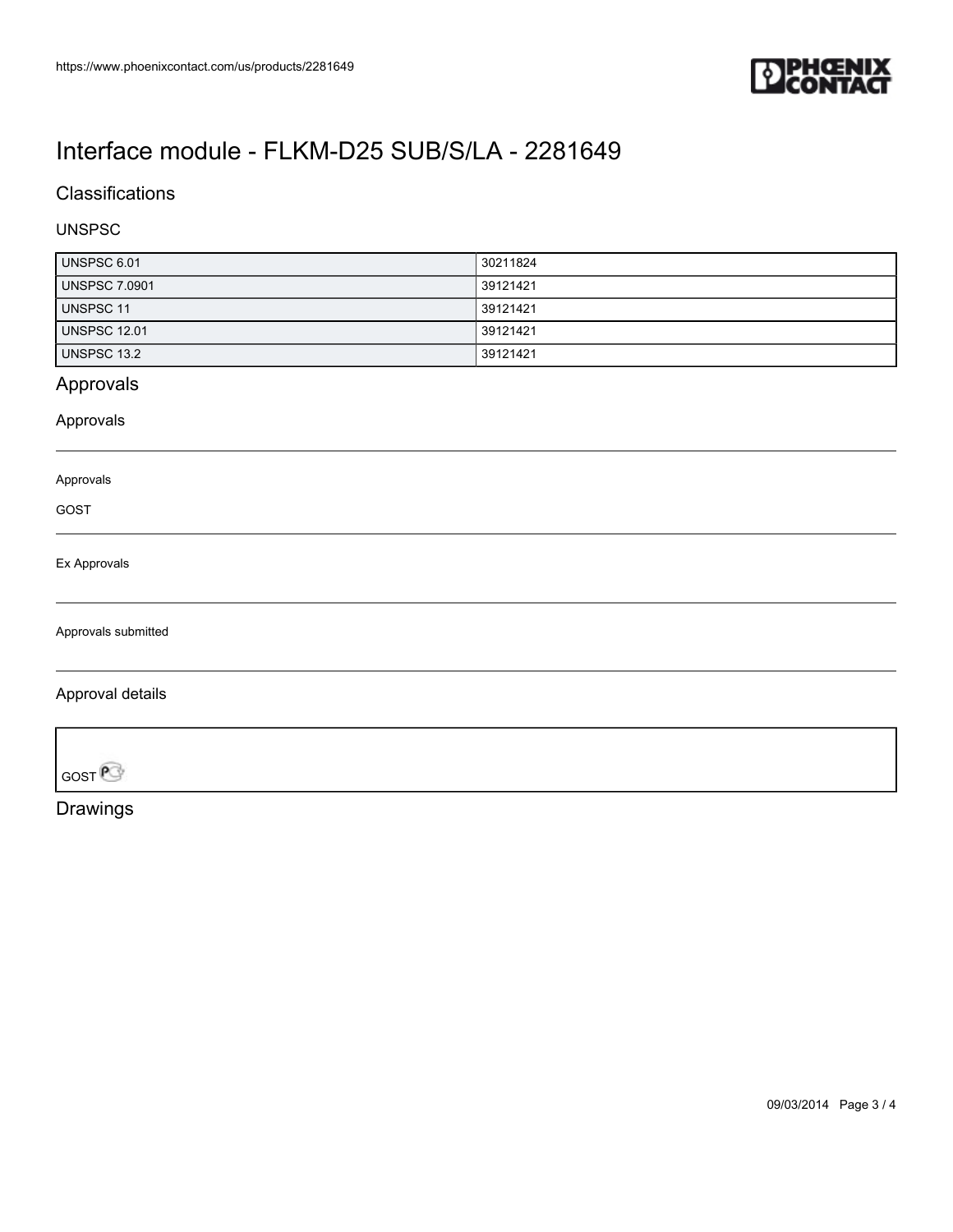# Interface module - FLKM-D25 SUB/S/LA - 2281649

## Classifications

### UNSPSC

| | |
|---|---|
| UNSPSC 6.01 | 30211824 |
| UNSPSC 7.0901 | 39121421 |
| UNSPSC 11 | 39121421 |
| UNSPSC 12.01 | 39121421 |
| UNSPSC 13.2 | 39121421 |

## Approvals

### Approvals

Approvals

GOST

Ex Approvals

Approvals submitted

### Approval details

GOST

## Drawings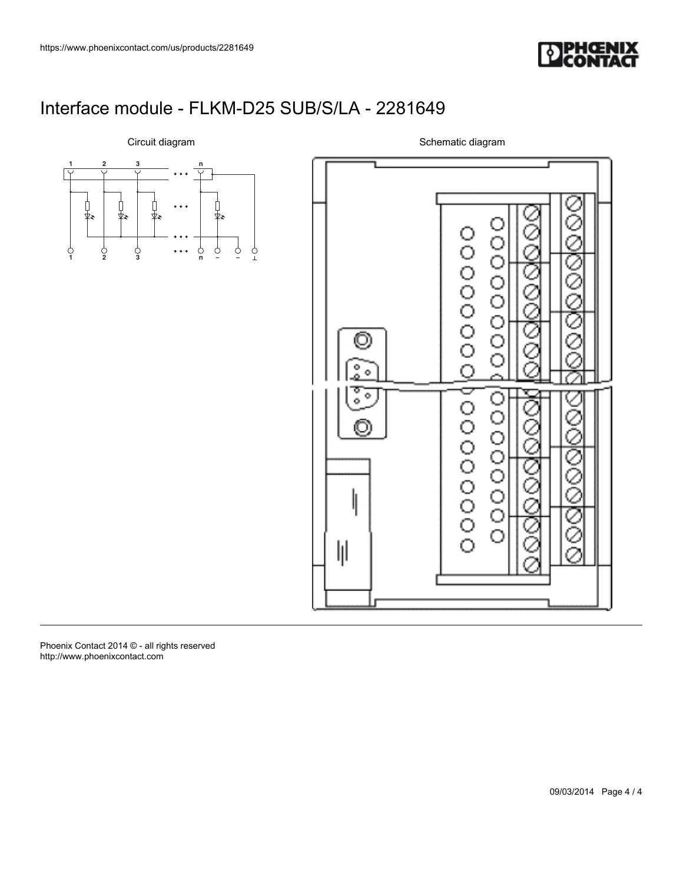# Interface module - FLKM-D25 SUB/S/LA - 2281649

Circuit diagram

1 2 3 n

1 2 3 n – – ⊥

Schematic diagram

Phoenix Contact 2014 © - all rights reserved
http://www.phoenixcontact.com